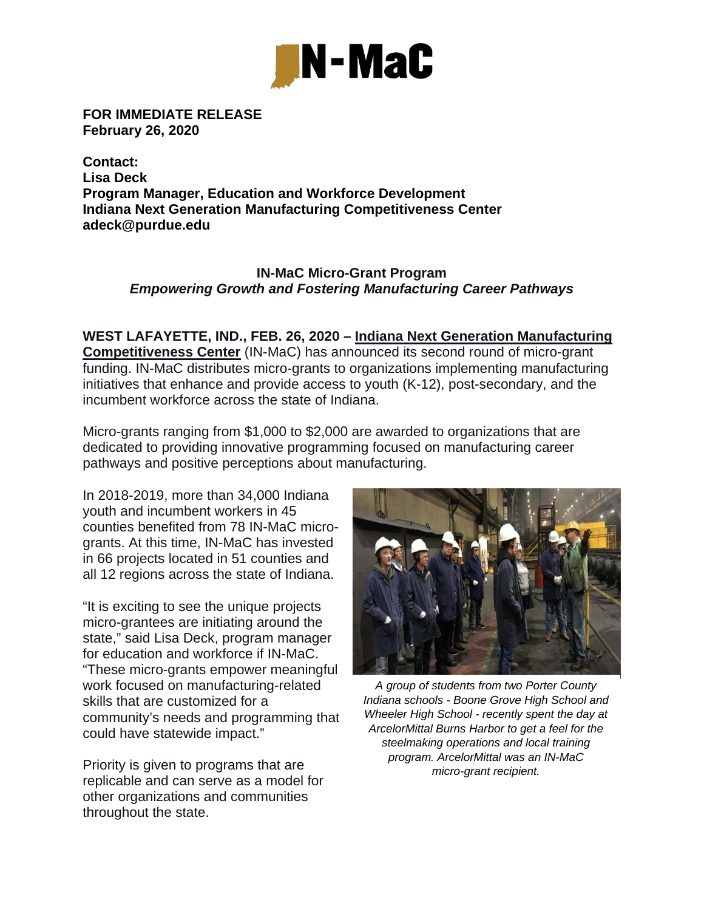**FOR IMMEDIATE RELEASE**
**February 26, 2020**

**Contact:**
**Lisa Deck**
**Program Manager, Education and Workforce Development**
**Indiana Next Generation Manufacturing Competitiveness Center**
**adeck@purdue.edu**

**IN-MaC Micro-Grant Program**
***Empowering Growth and Fostering Manufacturing Career Pathways***

**WEST LAFAYETTE, IND., FEB. 26, 2020 – Indiana Next Generation Manufacturing Competitiveness Center** (IN-MaC) has announced its second round of micro-grant funding. IN-MaC distributes micro-grants to organizations implementing manufacturing initiatives that enhance and provide access to youth (K-12), post-secondary, and the incumbent workforce across the state of Indiana.

Micro-grants ranging from $1,000 to $2,000 are awarded to organizations that are dedicated to providing innovative programming focused on manufacturing career pathways and positive perceptions about manufacturing.

In 2018-2019, more than 34,000 Indiana youth and incumbent workers in 45 counties benefited from 78 IN-MaC micro-grants. At this time, IN-MaC has invested in 66 projects located in 51 counties and all 12 regions across the state of Indiana.

"It is exciting to see the unique projects micro-grantees are initiating around the state," said Lisa Deck, program manager for education and workforce if IN-MaC. "These micro-grants empower meaningful work focused on manufacturing-related skills that are customized for a community's needs and programming that could have statewide impact."

*A group of students from two Porter County Indiana schools - Boone Grove High School and Wheeler High School - recently spent the day at ArcelorMittal Burns Harbor to get a feel for the steelmaking operations and local training program. ArcelorMittal was an IN-MaC micro-grant recipient.*

Priority is given to programs that are replicable and can serve as a model for other organizations and communities throughout the state.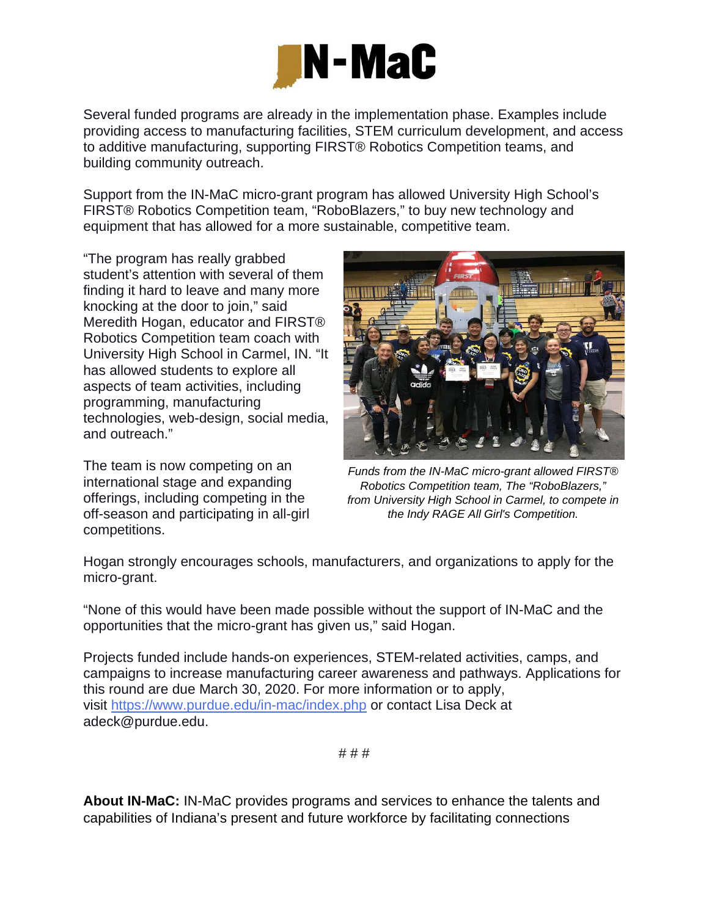Several funded programs are already in the implementation phase. Examples include providing access to manufacturing facilities, STEM curriculum development, and access to additive manufacturing, supporting FIRST® Robotics Competition teams, and building community outreach.

Support from the IN-MaC micro-grant program has allowed University High School's FIRST® Robotics Competition team, "RoboBlazers," to buy new technology and equipment that has allowed for a more sustainable, competitive team.

"The program has really grabbed student's attention with several of them finding it hard to leave and many more knocking at the door to join," said Meredith Hogan, educator and FIRST® Robotics Competition team coach with University High School in Carmel, IN. "It has allowed students to explore all aspects of team activities, including programming, manufacturing technologies, web-design, social media, and outreach."

*Funds from the IN-MaC micro-grant allowed FIRST® Robotics Competition team, The "RoboBlazers," from University High School in Carmel, to compete in the Indy RAGE All Girl's Competition.*

The team is now competing on an international stage and expanding offerings, including competing in the off-season and participating in all-girl competitions.

Hogan strongly encourages schools, manufacturers, and organizations to apply for the micro-grant.

"None of this would have been made possible without the support of IN-MaC and the opportunities that the micro-grant has given us," said Hogan.

Projects funded include hands-on experiences, STEM-related activities, camps, and campaigns to increase manufacturing career awareness and pathways. Applications for this round are due March 30, 2020. For more information or to apply, visit https://www.purdue.edu/in-mac/index.php or contact Lisa Deck at adeck@purdue.edu.

# # #

**About IN-MaC:** IN-MaC provides programs and services to enhance the talents and capabilities of Indiana's present and future workforce by facilitating connections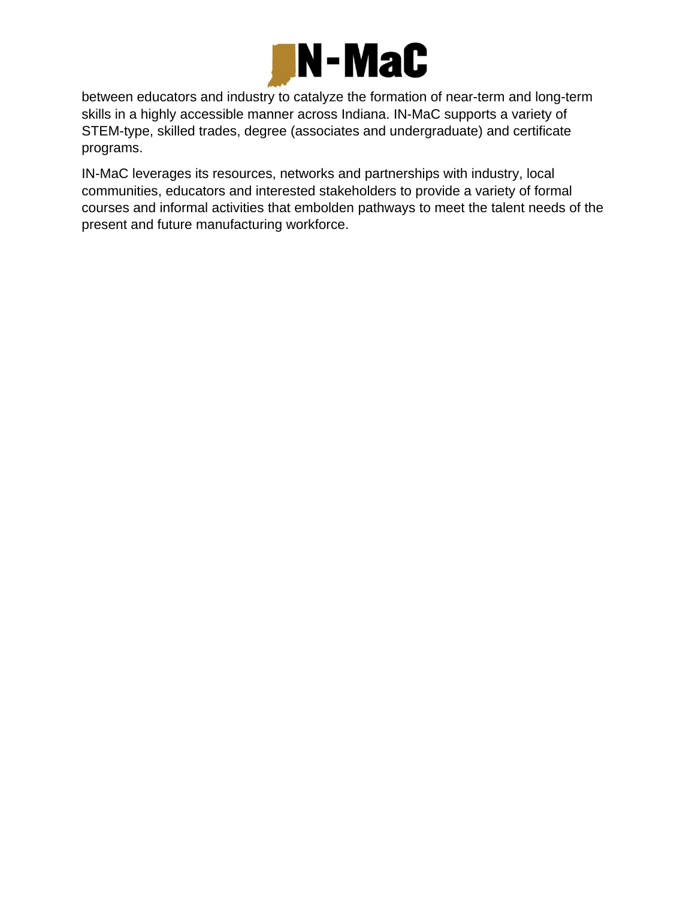between educators and industry to catalyze the formation of near-term and long-term skills in a highly accessible manner across Indiana. IN-MaC supports a variety of STEM-type, skilled trades, degree (associates and undergraduate) and certificate programs.

IN-MaC leverages its resources, networks and partnerships with industry, local communities, educators and interested stakeholders to provide a variety of formal courses and informal activities that embolden pathways to meet the talent needs of the present and future manufacturing workforce.